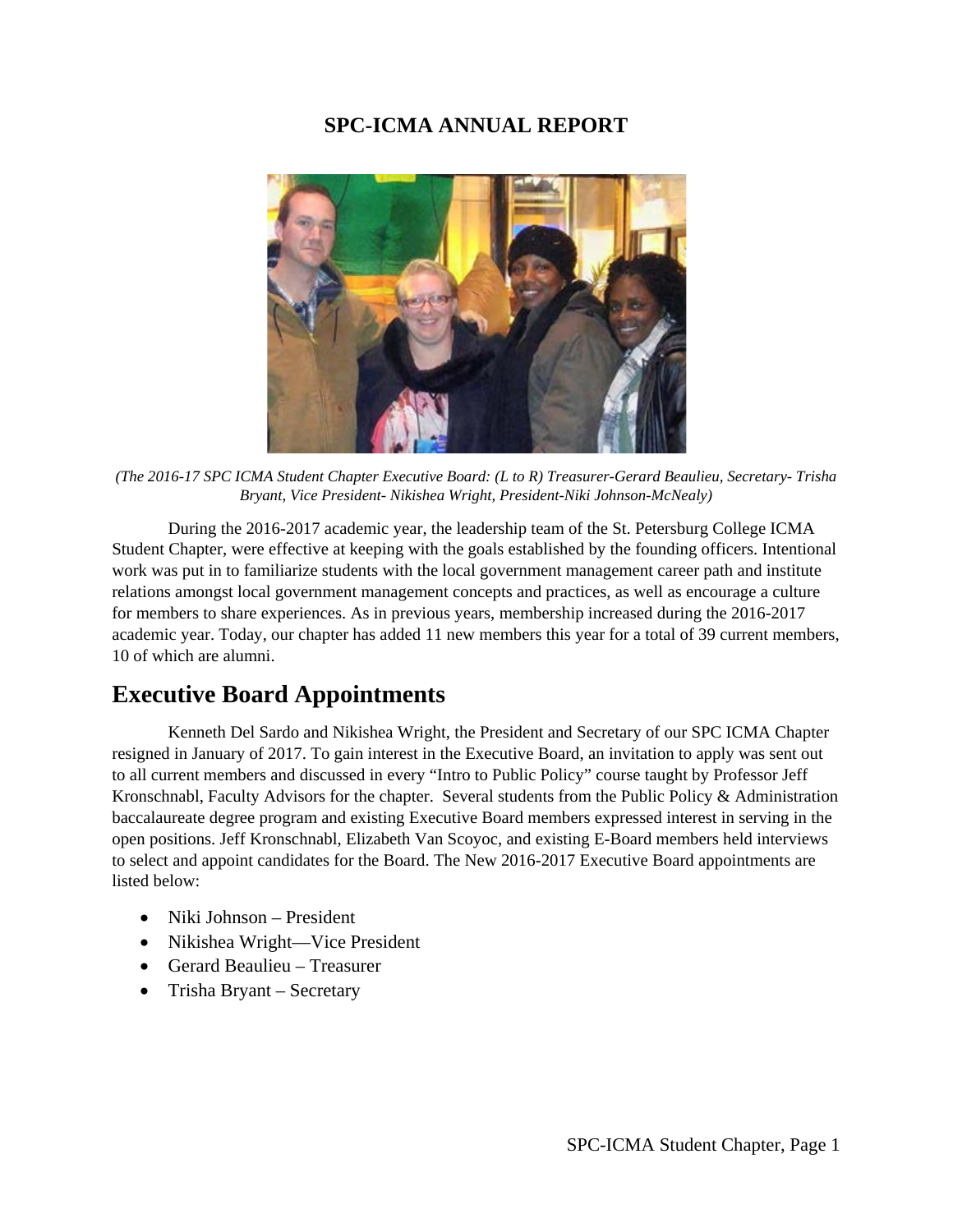# SPC-ICMA ANNUAL REPORT

*(The 2016-17 SPC ICMA Student Chapter Executive Board: (L to R) Treasurer-Gerard Beaulieu, Secretary- Trisha Bryant, Vice President- Nikishea Wright, President-Niki Johnson-McNealy)*

During the 2016-2017 academic year, the leadership team of the St. Petersburg College ICMA Student Chapter, were effective at keeping with the goals established by the founding officers. Intentional work was put in to familiarize students with the local government management career path and institute relations amongst local government management concepts and practices, as well as encourage a culture for members to share experiences. As in previous years, membership increased during the 2016-2017 academic year. Today, our chapter has added 11 new members this year for a total of 39 current members, 10 of which are alumni.

## Executive Board Appointments

Kenneth Del Sardo and Nikishea Wright, the President and Secretary of our SPC ICMA Chapter resigned in January of 2017. To gain interest in the Executive Board, an invitation to apply was sent out to all current members and discussed in every "Intro to Public Policy" course taught by Professor Jeff Kronschnabl, Faculty Advisors for the chapter. Several students from the Public Policy & Administration baccalaureate degree program and existing Executive Board members expressed interest in serving in the open positions. Jeff Kronschnabl, Elizabeth Van Scoyoc, and existing E-Board members held interviews to select and appoint candidates for the Board. The New 2016-2017 Executive Board appointments are listed below:

- Niki Johnson – President
- Nikishea Wright—Vice President
- Gerard Beaulieu – Treasurer
- Trisha Bryant – Secretary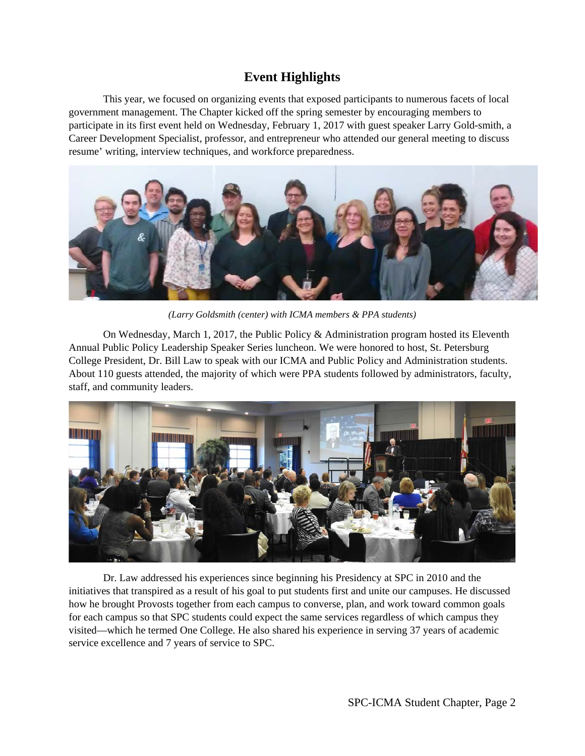# Event Highlights

This year, we focused on organizing events that exposed participants to numerous facets of local government management. The Chapter kicked off the spring semester by encouraging members to participate in its first event held on Wednesday, February 1, 2017 with guest speaker Larry Gold-smith, a Career Development Specialist, professor, and entrepreneur who attended our general meeting to discuss resume' writing, interview techniques, and workforce preparedness.

*(Larry Goldsmith (center) with ICMA members & PPA students)*

On Wednesday, March 1, 2017, the Public Policy & Administration program hosted its Eleventh Annual Public Policy Leadership Speaker Series luncheon. We were honored to host, St. Petersburg College President, Dr. Bill Law to speak with our ICMA and Public Policy and Administration students. About 110 guests attended, the majority of which were PPA students followed by administrators, faculty, staff, and community leaders.

Dr. Law addressed his experiences since beginning his Presidency at SPC in 2010 and the initiatives that transpired as a result of his goal to put students first and unite our campuses. He discussed how he brought Provosts together from each campus to converse, plan, and work toward common goals for each campus so that SPC students could expect the same services regardless of which campus they visited—which he termed One College. He also shared his experience in serving 37 years of academic service excellence and 7 years of service to SPC.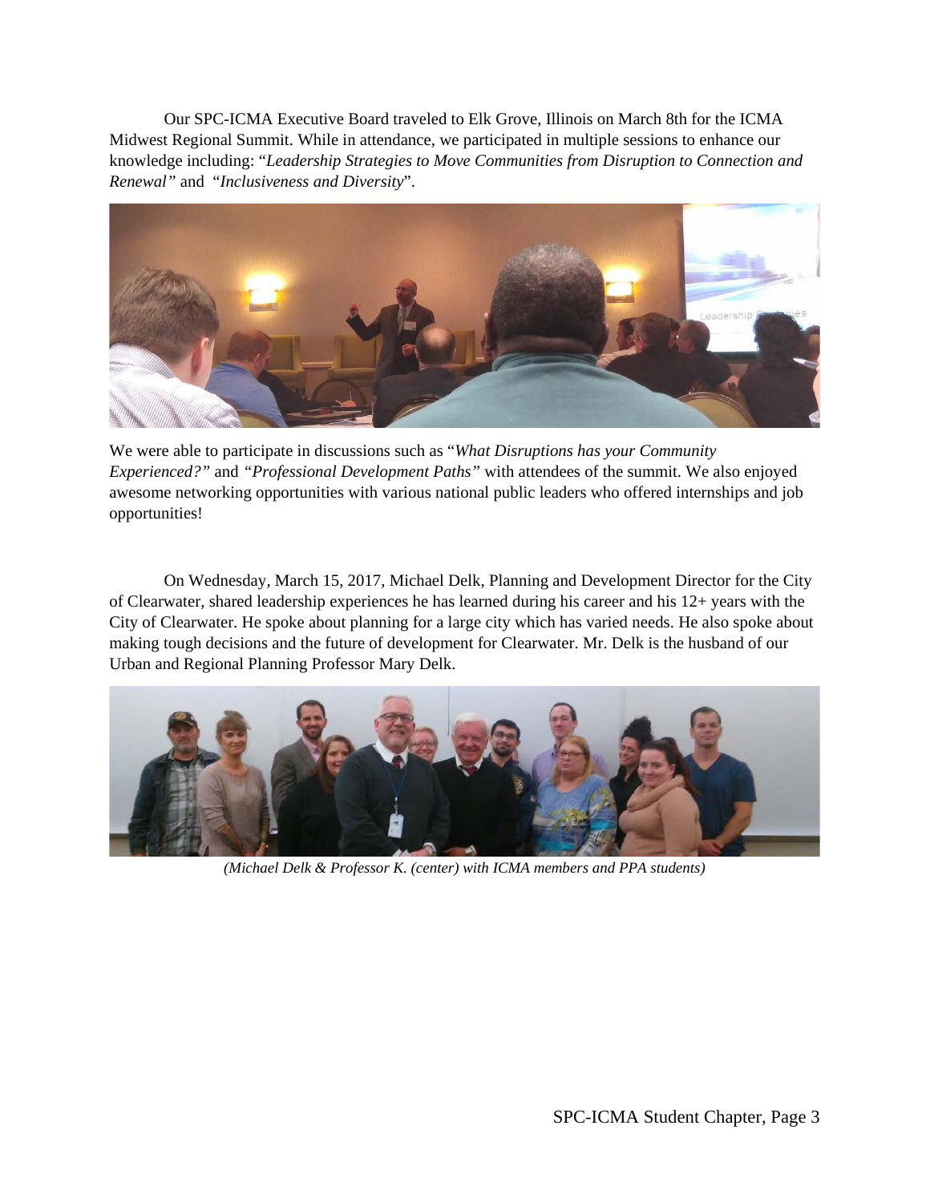Our SPC-ICMA Executive Board traveled to Elk Grove, Illinois on March 8th for the ICMA Midwest Regional Summit. While in attendance, we participated in multiple sessions to enhance our knowledge including: "*Leadership Strategies to Move Communities from Disruption to Connection and Renewal"* and *"Inclusiveness and Diversity*".

We were able to participate in discussions such as "*What Disruptions has your Community Experienced?"* and *"Professional Development Paths"* with attendees of the summit. We also enjoyed awesome networking opportunities with various national public leaders who offered internships and job opportunities!

On Wednesday, March 15, 2017, Michael Delk, Planning and Development Director for the City of Clearwater, shared leadership experiences he has learned during his career and his 12+ years with the City of Clearwater. He spoke about planning for a large city which has varied needs. He also spoke about making tough decisions and the future of development for Clearwater. Mr. Delk is the husband of our Urban and Regional Planning Professor Mary Delk.

*(Michael Delk & Professor K. (center) with ICMA members and PPA students)*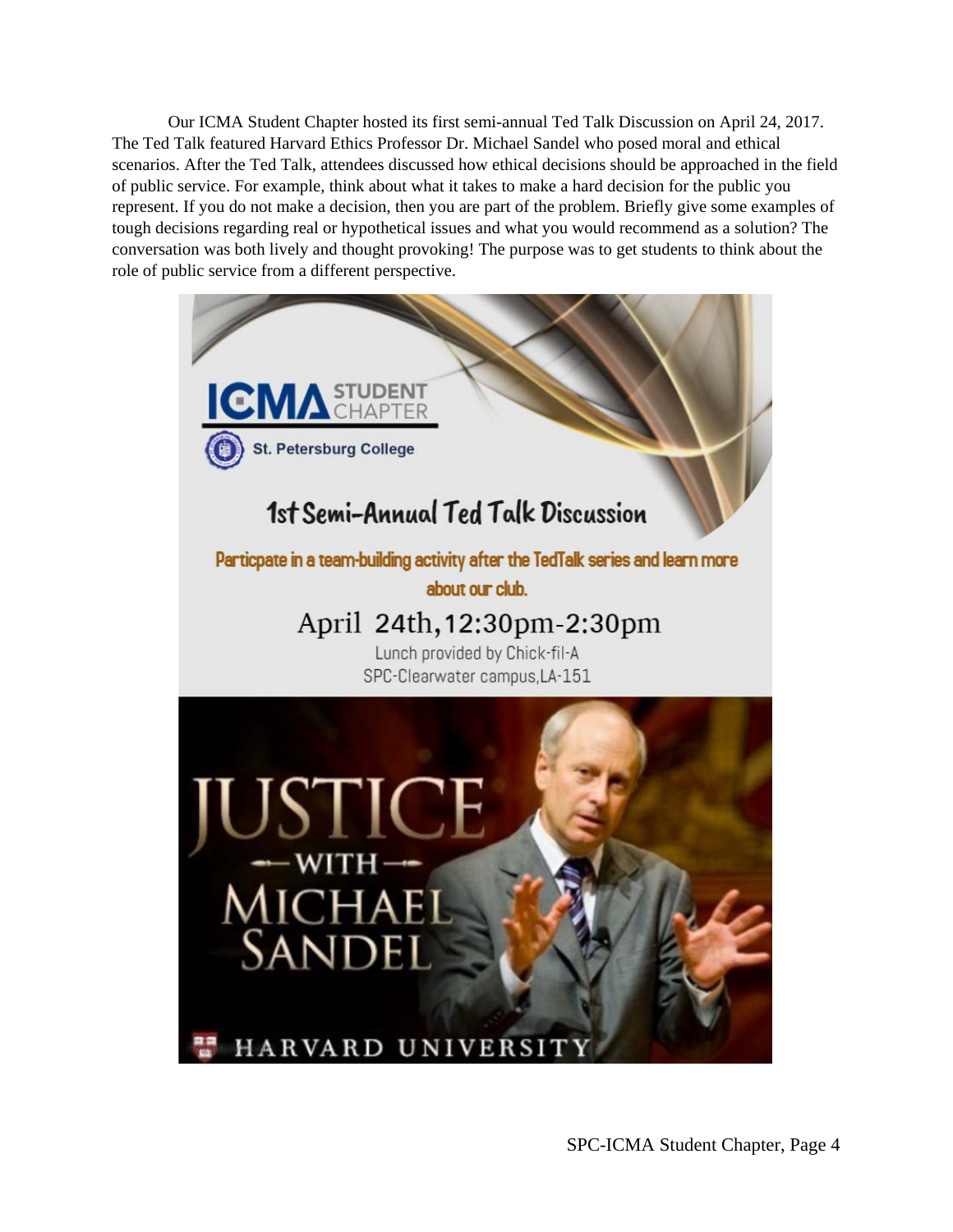Our ICMA Student Chapter hosted its first semi-annual Ted Talk Discussion on April 24, 2017. The Ted Talk featured Harvard Ethics Professor Dr. Michael Sandel who posed moral and ethical scenarios. After the Ted Talk, attendees discussed how ethical decisions should be approached in the field of public service. For example, think about what it takes to make a hard decision for the public you represent. If you do not make a decision, then you are part of the problem. Briefly give some examples of tough decisions regarding real or hypothetical issues and what you would recommend as a solution? The conversation was both lively and thought provoking! The purpose was to get students to think about the role of public service from a different perspective.

ICMA STUDENT CHAPTER

St. Petersburg College

## 1st Semi-Annual Ted Talk Discussion

**Particpate in a team-building activity after the TedTalk series and learn more about our club.**

April 24th, 12:30pm-2:30pm

Lunch provided by Chick-fil-A

SPC-Clearwater campus, LA-151

JUSTICE WITH MICHAEL SANDEL

HARVARD UNIVERSITY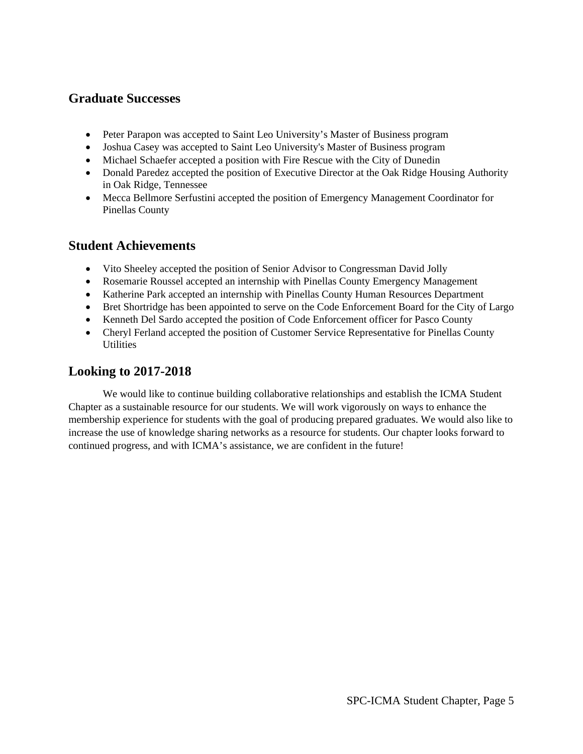## Graduate Successes

- Peter Parapon was accepted to Saint Leo University's Master of Business program
- Joshua Casey was accepted to Saint Leo University's Master of Business program
- Michael Schaefer accepted a position with Fire Rescue with the City of Dunedin
- Donald Paredez accepted the position of Executive Director at the Oak Ridge Housing Authority in Oak Ridge, Tennessee
- Mecca Bellmore Serfustini accepted the position of Emergency Management Coordinator for Pinellas County

## Student Achievements

- Vito Sheeley accepted the position of Senior Advisor to Congressman David Jolly
- Rosemarie Roussel accepted an internship with Pinellas County Emergency Management
- Katherine Park accepted an internship with Pinellas County Human Resources Department
- Bret Shortridge has been appointed to serve on the Code Enforcement Board for the City of Largo
- Kenneth Del Sardo accepted the position of Code Enforcement officer for Pasco County
- Cheryl Ferland accepted the position of Customer Service Representative for Pinellas County Utilities

## Looking to 2017-2018

We would like to continue building collaborative relationships and establish the ICMA Student Chapter as a sustainable resource for our students. We will work vigorously on ways to enhance the membership experience for students with the goal of producing prepared graduates. We would also like to increase the use of knowledge sharing networks as a resource for students. Our chapter looks forward to continued progress, and with ICMA's assistance, we are confident in the future!